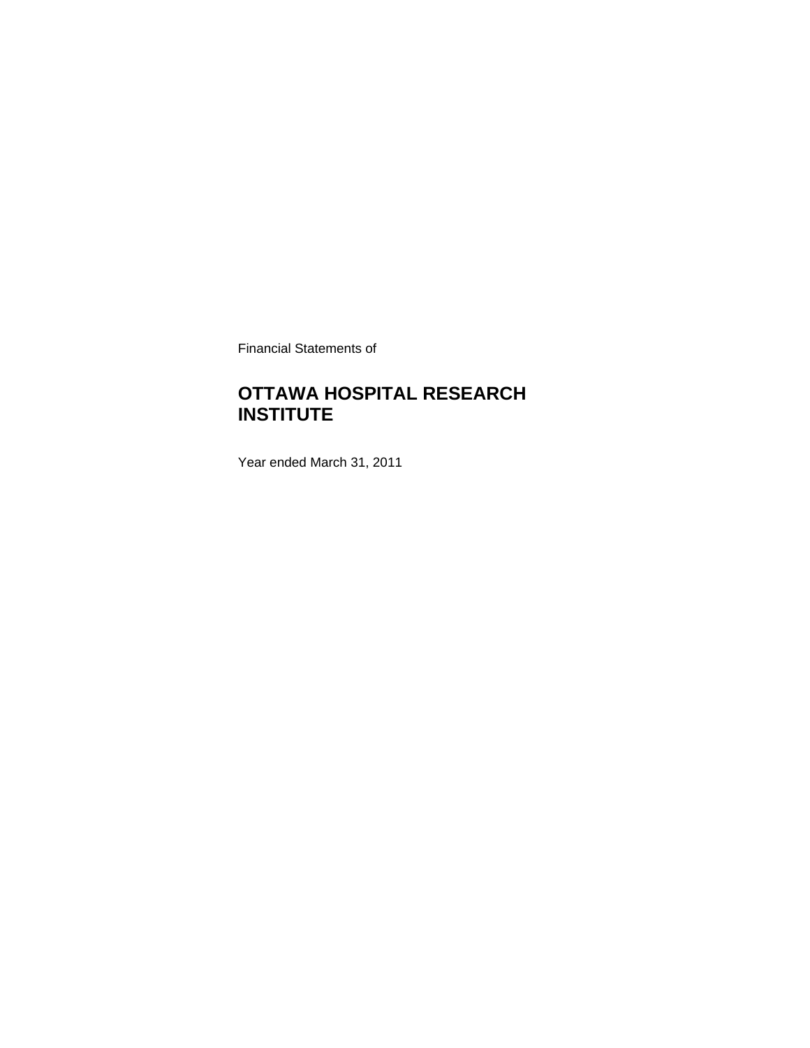Financial Statements of

# OTTAWA HOSPITAL RESEARCH INSTITUTE

Year ended March 31, 2011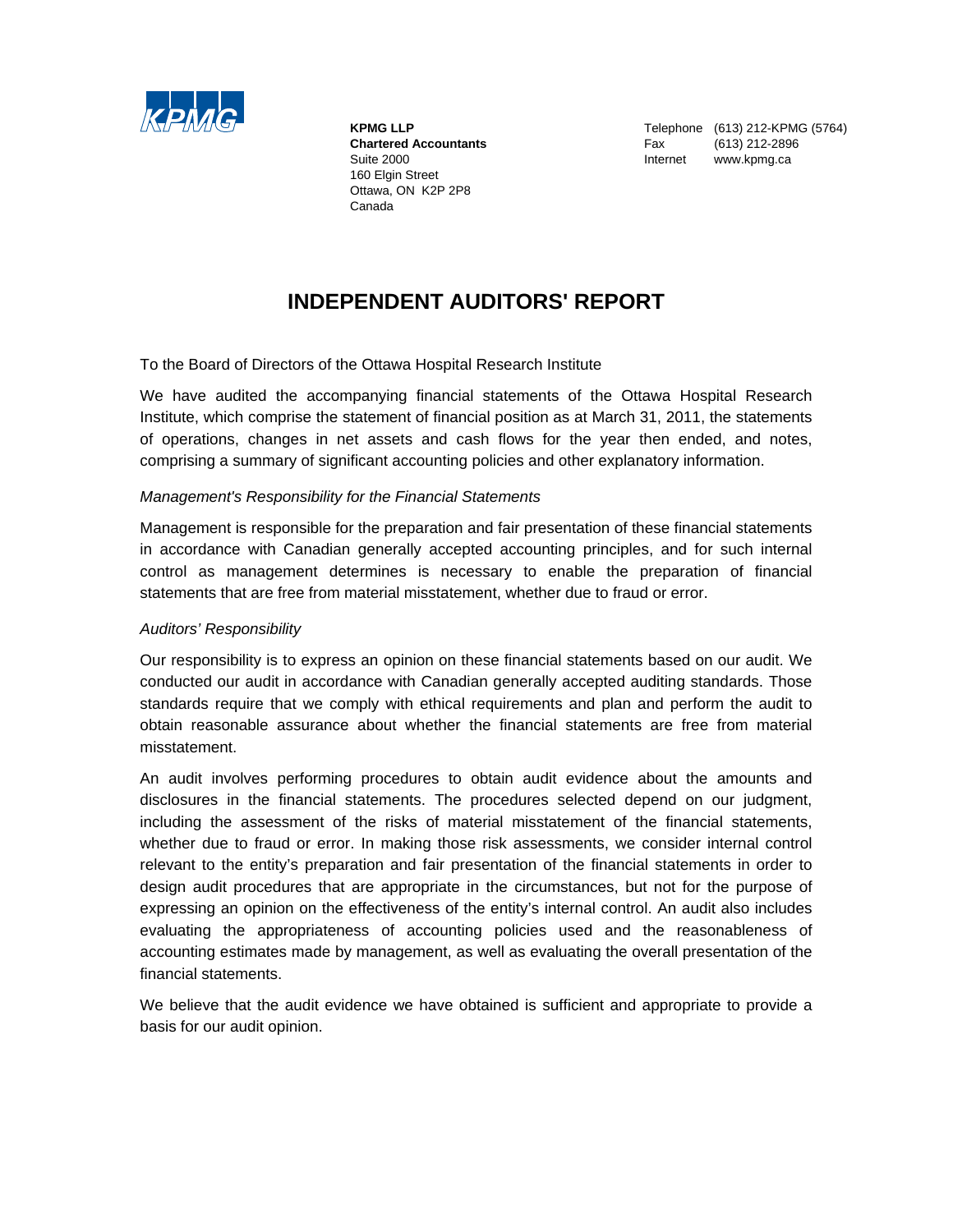KPMG

**KPMG LLP**
**Chartered Accountants**
Suite 2000
160 Elgin Street
Ottawa, ON K2P 2P8
Canada

Telephone (613) 212-KPMG (5764)
Fax (613) 212-2896
Internet www.kpmg.ca

# INDEPENDENT AUDITORS' REPORT

To the Board of Directors of the Ottawa Hospital Research Institute

We have audited the accompanying financial statements of the Ottawa Hospital Research Institute, which comprise the statement of financial position as at March 31, 2011, the statements of operations, changes in net assets and cash flows for the year then ended, and notes, comprising a summary of significant accounting policies and other explanatory information.

*Management's Responsibility for the Financial Statements*

Management is responsible for the preparation and fair presentation of these financial statements in accordance with Canadian generally accepted accounting principles, and for such internal control as management determines is necessary to enable the preparation of financial statements that are free from material misstatement, whether due to fraud or error.

*Auditors' Responsibility*

Our responsibility is to express an opinion on these financial statements based on our audit. We conducted our audit in accordance with Canadian generally accepted auditing standards. Those standards require that we comply with ethical requirements and plan and perform the audit to obtain reasonable assurance about whether the financial statements are free from material misstatement.

An audit involves performing procedures to obtain audit evidence about the amounts and disclosures in the financial statements. The procedures selected depend on our judgment, including the assessment of the risks of material misstatement of the financial statements, whether due to fraud or error. In making those risk assessments, we consider internal control relevant to the entity's preparation and fair presentation of the financial statements in order to design audit procedures that are appropriate in the circumstances, but not for the purpose of expressing an opinion on the effectiveness of the entity's internal control. An audit also includes evaluating the appropriateness of accounting policies used and the reasonableness of accounting estimates made by management, as well as evaluating the overall presentation of the financial statements.

We believe that the audit evidence we have obtained is sufficient and appropriate to provide a basis for our audit opinion.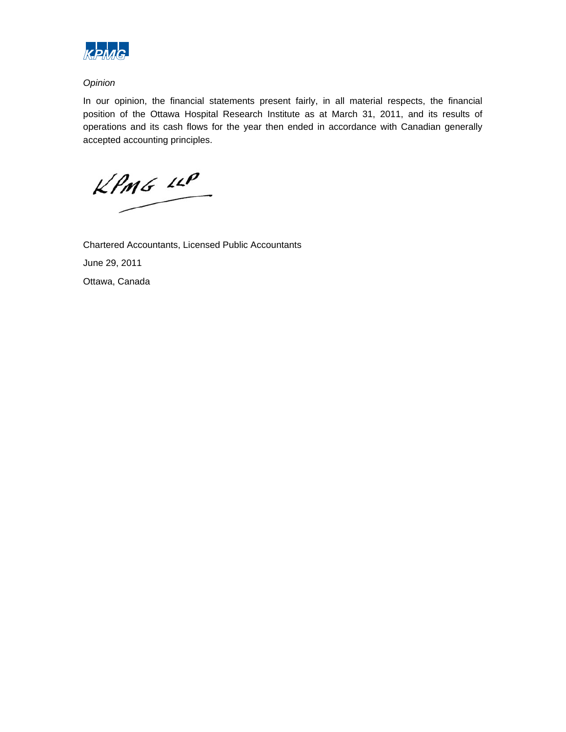*Opinion*

In our opinion, the financial statements present fairly, in all material respects, the financial position of the Ottawa Hospital Research Institute as at March 31, 2011, and its results of operations and its cash flows for the year then ended in accordance with Canadian generally accepted accounting principles.

KPMG LLP

Chartered Accountants, Licensed Public Accountants

June 29, 2011

Ottawa, Canada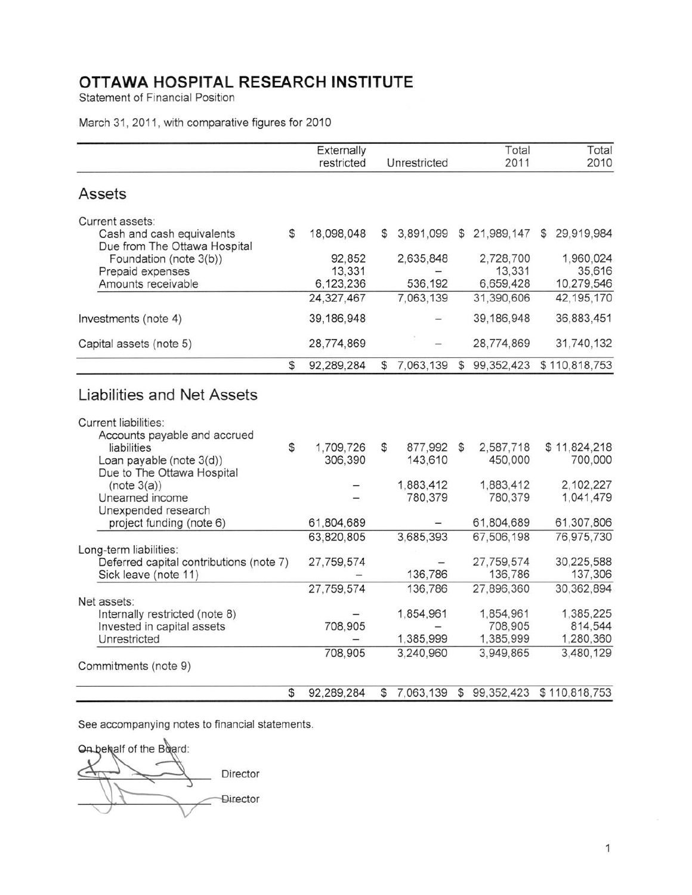# OTTAWA HOSPITAL RESEARCH INSTITUTE

Statement of Financial Position

March 31, 2011, with comparative figures for 2010

| | Externally restricted | Unrestricted | Total 2011 | Total 2010 |
|---|---|---|---|---|
| **Assets** | | | | |
| Current assets: | | | | |
| Cash and cash equivalents | $ 18,098,048 | $ 3,891,099 | $ 21,989,147 | $ 29,919,984 |
| Due from The Ottawa Hospital Foundation (note 3(b)) | 92,852 | 2,635,848 | 2,728,700 | 1,960,024 |
| Prepaid expenses | 13,331 | – | 13,331 | 35,616 |
| Amounts receivable | 6,123,236 | 536,192 | 6,659,428 | 10,279,546 |
| | 24,327,467 | 7,063,139 | 31,390,606 | 42,195,170 |
| Investments (note 4) | 39,186,948 | – | 39,186,948 | 36,883,451 |
| Capital assets (note 5) | 28,774,869 | – | 28,774,869 | 31,740,132 |
| | $ 92,289,284 | $ 7,063,139 | $ 99,352,423 | $ 110,818,753 |
| **Liabilities and Net Assets** | | | | |
| Current liabilities: | | | | |
| Accounts payable and accrued liabilities | $ 1,709,726 | $ 877,992 | $ 2,587,718 | $ 11,824,218 |
| Loan payable (note 3(d)) | 306,390 | 143,610 | 450,000 | 700,000 |
| Due to The Ottawa Hospital (note 3(a)) | – | 1,883,412 | 1,883,412 | 2,102,227 |
| Unearned income | – | 780,379 | 780,379 | 1,041,479 |
| Unexpended research project funding (note 6) | 61,804,689 | – | 61,804,689 | 61,307,806 |
| | 63,820,805 | 3,685,393 | 67,506,198 | 76,975,730 |
| Long-term liabilities: | | | | |
| Deferred capital contributions (note 7) | 27,759,574 | – | 27,759,574 | 30,225,588 |
| Sick leave (note 11) | – | 136,786 | 136,786 | 137,306 |
| | 27,759,574 | 136,786 | 27,896,360 | 30,362,894 |
| Net assets: | | | | |
| Internally restricted (note 8) | – | 1,854,961 | 1,854,961 | 1,385,225 |
| Invested in capital assets | 708,905 | – | 708,905 | 814,544 |
| Unrestricted | – | 1,385,999 | 1,385,999 | 1,280,360 |
| | 708,905 | 3,240,960 | 3,949,865 | 3,480,129 |
| Commitments (note 9) | | | | |
| | $ 92,289,284 | $ 7,063,139 | $ 99,352,423 | $ 110,818,753 |

See accompanying notes to financial statements.

On behalf of the Board:

_______________ Director

_______________ Director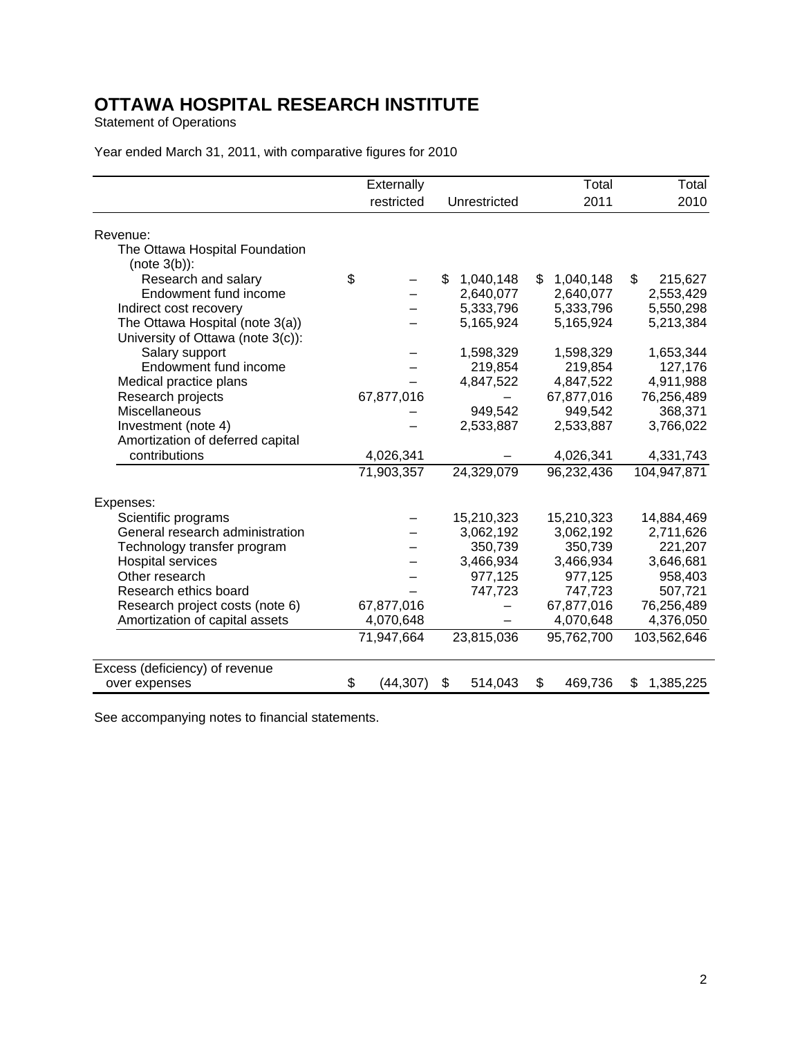# OTTAWA HOSPITAL RESEARCH INSTITUTE

Statement of Operations

Year ended March 31, 2011, with comparative figures for 2010

| | Externally restricted | Unrestricted | Total 2011 | Total 2010 |
|---|---|---|---|---|
| Revenue: | | | | |
| The Ottawa Hospital Foundation (note 3(b)): | | | | |
| Research and salary | $ – | $ 1,040,148 | $ 1,040,148 | $ 215,627 |
| Endowment fund income | – | 2,640,077 | 2,640,077 | 2,553,429 |
| Indirect cost recovery | – | 5,333,796 | 5,333,796 | 5,550,298 |
| The Ottawa Hospital (note 3(a)) | – | 5,165,924 | 5,165,924 | 5,213,384 |
| University of Ottawa (note 3(c)): | | | | |
| Salary support | – | 1,598,329 | 1,598,329 | 1,653,344 |
| Endowment fund income | – | 219,854 | 219,854 | 127,176 |
| Medical practice plans | – | 4,847,522 | 4,847,522 | 4,911,988 |
| Research projects | 67,877,016 | – | 67,877,016 | 76,256,489 |
| Miscellaneous | – | 949,542 | 949,542 | 368,371 |
| Investment (note 4) | – | 2,533,887 | 2,533,887 | 3,766,022 |
| Amortization of deferred capital contributions | 4,026,341 | – | 4,026,341 | 4,331,743 |
| | 71,903,357 | 24,329,079 | 96,232,436 | 104,947,871 |
| Expenses: | | | | |
| Scientific programs | – | 15,210,323 | 15,210,323 | 14,884,469 |
| General research administration | – | 3,062,192 | 3,062,192 | 2,711,626 |
| Technology transfer program | – | 350,739 | 350,739 | 221,207 |
| Hospital services | – | 3,466,934 | 3,466,934 | 3,646,681 |
| Other research | – | 977,125 | 977,125 | 958,403 |
| Research ethics board | – | 747,723 | 747,723 | 507,721 |
| Research project costs (note 6) | 67,877,016 | – | 67,877,016 | 76,256,489 |
| Amortization of capital assets | 4,070,648 | – | 4,070,648 | 4,376,050 |
| | 71,947,664 | 23,815,036 | 95,762,700 | 103,562,646 |
| Excess (deficiency) of revenue over expenses | $ (44,307) | $ 514,043 | $ 469,736 | $ 1,385,225 |

See accompanying notes to financial statements.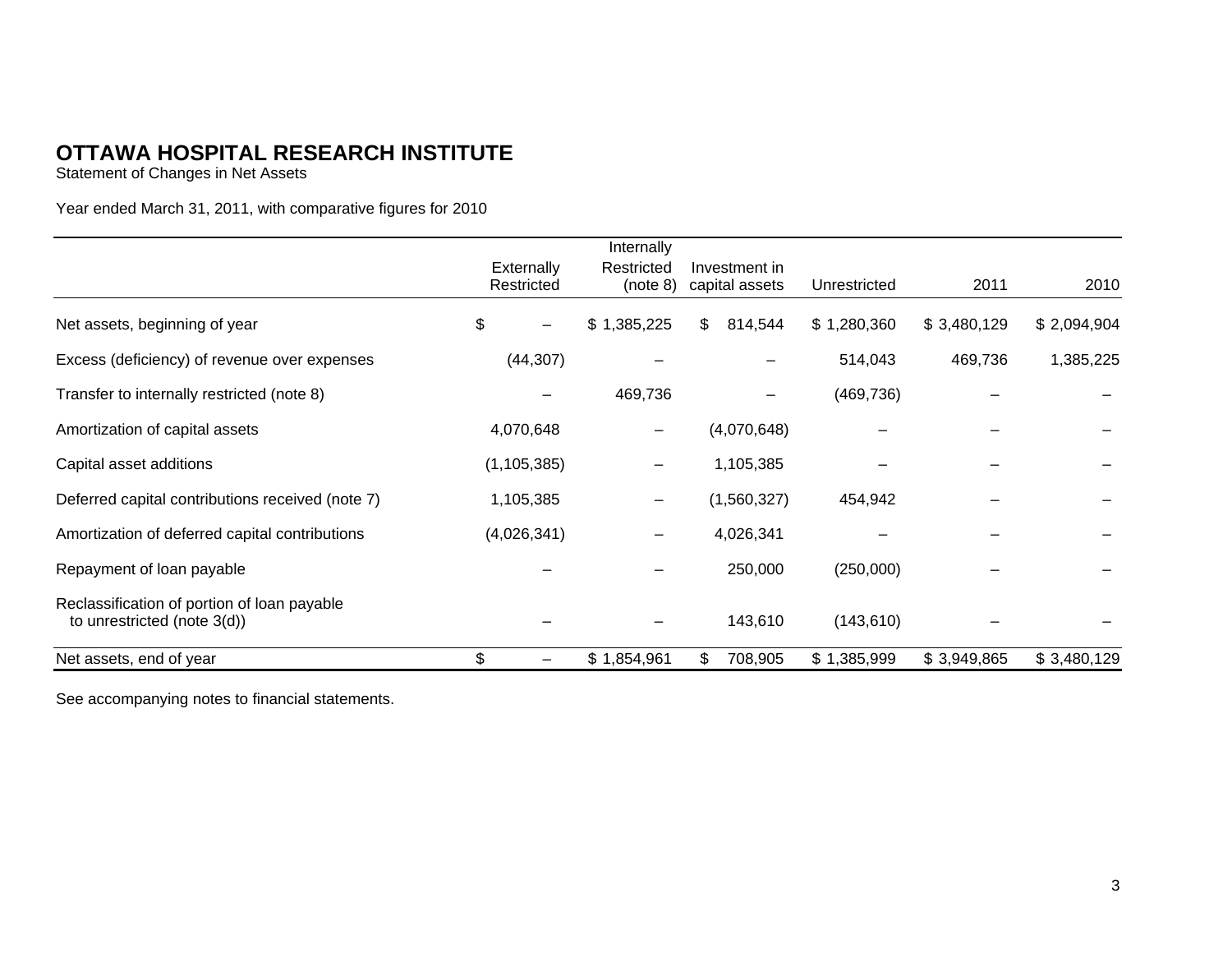# OTTAWA HOSPITAL RESEARCH INSTITUTE

Statement of Changes in Net Assets

Year ended March 31, 2011, with comparative figures for 2010

| | Externally Restricted | Internally Restricted (note 8) | Investment in capital assets | Unrestricted | 2011 | 2010 |
|---|---|---|---|---|---|---|
| Net assets, beginning of year | $ – | $ 1,385,225 | $ 814,544 | $ 1,280,360 | $ 3,480,129 | $ 2,094,904 |
| Excess (deficiency) of revenue over expenses | (44,307) | – | – | 514,043 | 469,736 | 1,385,225 |
| Transfer to internally restricted (note 8) | – | 469,736 | – | (469,736) | – | – |
| Amortization of capital assets | 4,070,648 | – | (4,070,648) | – | – | – |
| Capital asset additions | (1,105,385) | – | 1,105,385 | – | – | – |
| Deferred capital contributions received (note 7) | 1,105,385 | – | (1,560,327) | 454,942 | – | – |
| Amortization of deferred capital contributions | (4,026,341) | – | 4,026,341 | – | – | – |
| Repayment of loan payable | – | – | 250,000 | (250,000) | – | – |
| Reclassification of portion of loan payable to unrestricted (note 3(d)) | – | – | 143,610 | (143,610) | – | – |
| Net assets, end of year | $ – | $ 1,854,961 | $ 708,905 | $ 1,385,999 | $ 3,949,865 | $ 3,480,129 |

See accompanying notes to financial statements.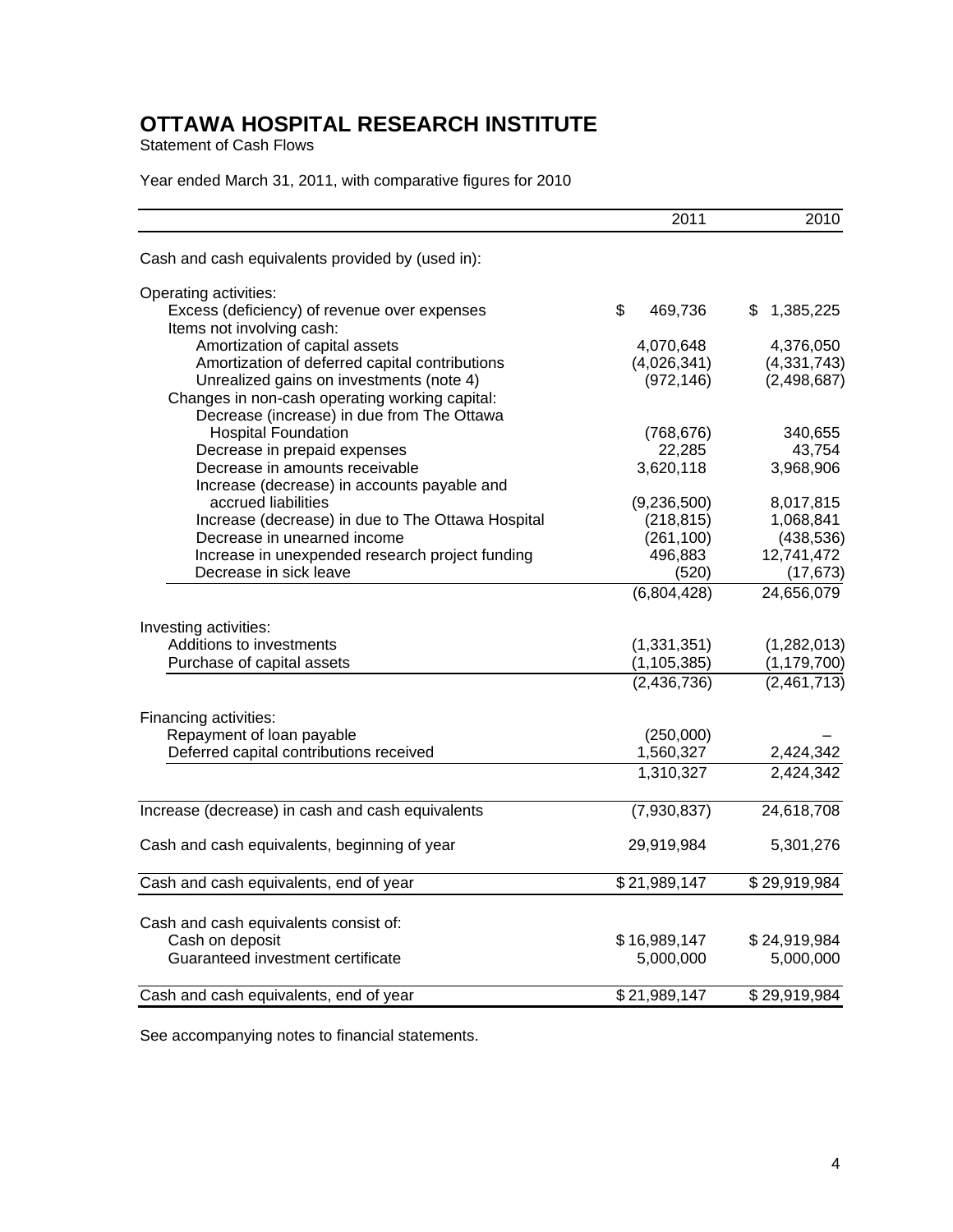# OTTAWA HOSPITAL RESEARCH INSTITUTE

Statement of Cash Flows

Year ended March 31, 2011, with comparative figures for 2010

| | 2011 | 2010 |
|---|---|---|
| Cash and cash equivalents provided by (used in): | | |
| Operating activities: | | |
| Excess (deficiency) of revenue over expenses | $ 469,736 | $ 1,385,225 |
| Items not involving cash: | | |
| Amortization of capital assets | 4,070,648 | 4,376,050 |
| Amortization of deferred capital contributions | (4,026,341) | (4,331,743) |
| Unrealized gains on investments (note 4) | (972,146) | (2,498,687) |
| Changes in non-cash operating working capital: | | |
| Decrease (increase) in due from The Ottawa Hospital Foundation | (768,676) | 340,655 |
| Decrease in prepaid expenses | 22,285 | 43,754 |
| Decrease in amounts receivable | 3,620,118 | 3,968,906 |
| Increase (decrease) in accounts payable and accrued liabilities | (9,236,500) | 8,017,815 |
| Increase (decrease) in due to The Ottawa Hospital | (218,815) | 1,068,841 |
| Decrease in unearned income | (261,100) | (438,536) |
| Increase in unexpended research project funding | 496,883 | 12,741,472 |
| Decrease in sick leave | (520) | (17,673) |
| | (6,804,428) | 24,656,079 |
| Investing activities: | | |
| Additions to investments | (1,331,351) | (1,282,013) |
| Purchase of capital assets | (1,105,385) | (1,179,700) |
| | (2,436,736) | (2,461,713) |
| Financing activities: | | |
| Repayment of loan payable | (250,000) | – |
| Deferred capital contributions received | 1,560,327 | 2,424,342 |
| | 1,310,327 | 2,424,342 |
| Increase (decrease) in cash and cash equivalents | (7,930,837) | 24,618,708 |
| Cash and cash equivalents, beginning of year | 29,919,984 | 5,301,276 |
| Cash and cash equivalents, end of year | $ 21,989,147 | $ 29,919,984 |
| Cash and cash equivalents consist of: | | |
| Cash on deposit | $ 16,989,147 | $ 24,919,984 |
| Guaranteed investment certificate | 5,000,000 | 5,000,000 |
| Cash and cash equivalents, end of year | $ 21,989,147 | $ 29,919,984 |

See accompanying notes to financial statements.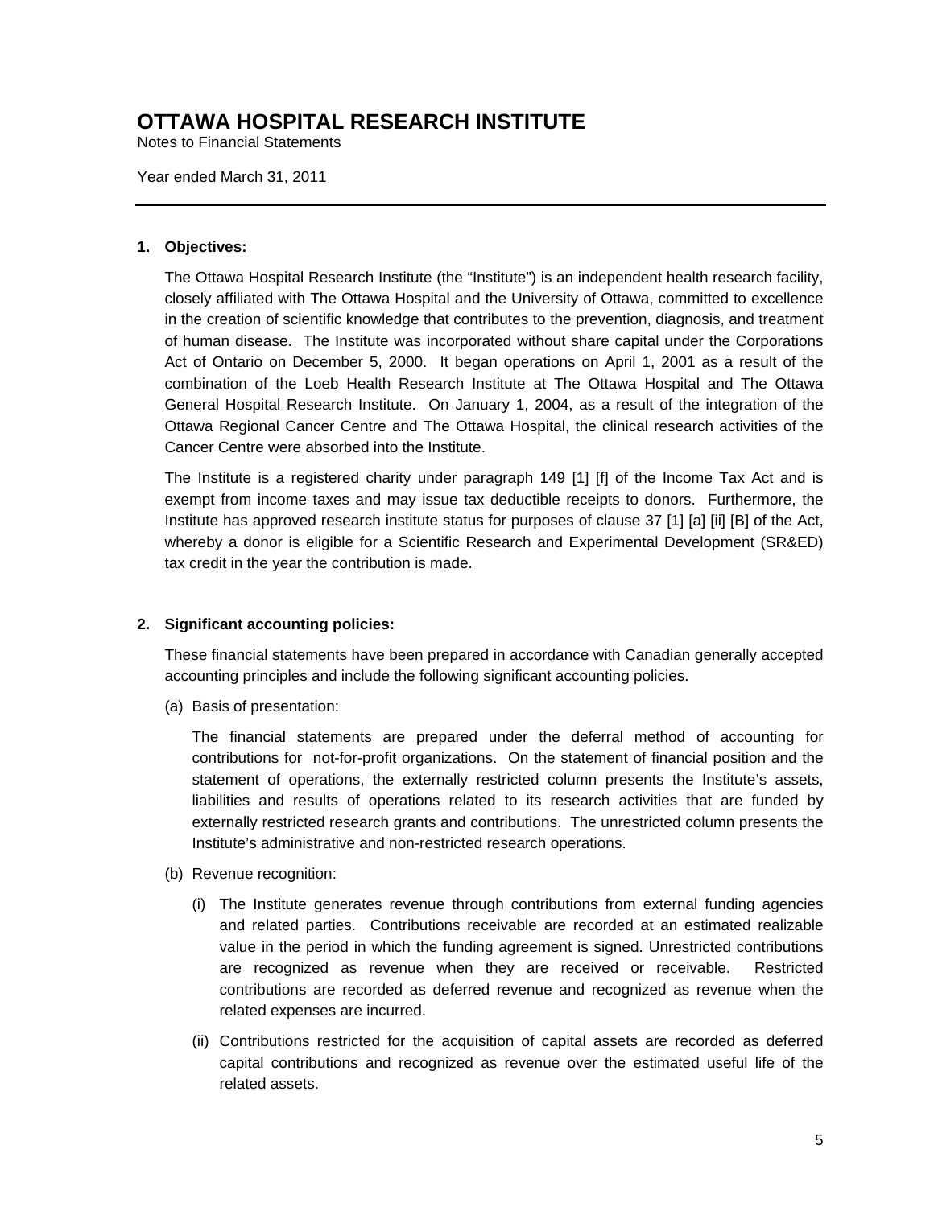# OTTAWA HOSPITAL RESEARCH INSTITUTE

Notes to Financial Statements

Year ended March 31, 2011

---

**1. Objectives:**

The Ottawa Hospital Research Institute (the "Institute") is an independent health research facility, closely affiliated with The Ottawa Hospital and the University of Ottawa, committed to excellence in the creation of scientific knowledge that contributes to the prevention, diagnosis, and treatment of human disease. The Institute was incorporated without share capital under the Corporations Act of Ontario on December 5, 2000. It began operations on April 1, 2001 as a result of the combination of the Loeb Health Research Institute at The Ottawa Hospital and The Ottawa General Hospital Research Institute. On January 1, 2004, as a result of the integration of the Ottawa Regional Cancer Centre and The Ottawa Hospital, the clinical research activities of the Cancer Centre were absorbed into the Institute.

The Institute is a registered charity under paragraph 149 [1] [f] of the Income Tax Act and is exempt from income taxes and may issue tax deductible receipts to donors. Furthermore, the Institute has approved research institute status for purposes of clause 37 [1] [a] [ii] [B] of the Act, whereby a donor is eligible for a Scientific Research and Experimental Development (SR&ED) tax credit in the year the contribution is made.

**2. Significant accounting policies:**

These financial statements have been prepared in accordance with Canadian generally accepted accounting principles and include the following significant accounting policies.

(a) Basis of presentation:

The financial statements are prepared under the deferral method of accounting for contributions for not-for-profit organizations. On the statement of financial position and the statement of operations, the externally restricted column presents the Institute's assets, liabilities and results of operations related to its research activities that are funded by externally restricted research grants and contributions. The unrestricted column presents the Institute's administrative and non-restricted research operations.

(b) Revenue recognition:

(i) The Institute generates revenue through contributions from external funding agencies and related parties. Contributions receivable are recorded at an estimated realizable value in the period in which the funding agreement is signed. Unrestricted contributions are recognized as revenue when they are received or receivable. Restricted contributions are recorded as deferred revenue and recognized as revenue when the related expenses are incurred.

(ii) Contributions restricted for the acquisition of capital assets are recorded as deferred capital contributions and recognized as revenue over the estimated useful life of the related assets.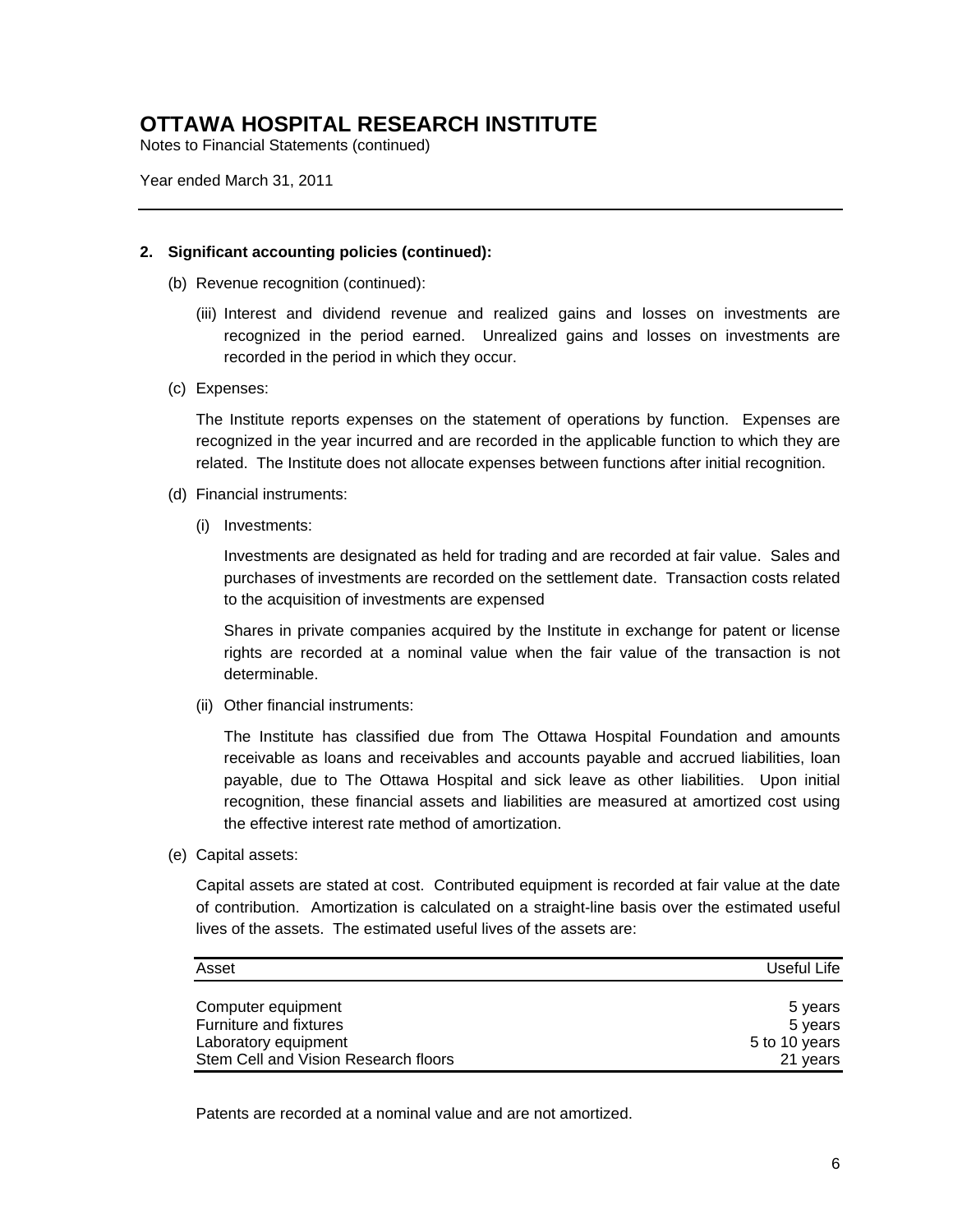# OTTAWA HOSPITAL RESEARCH INSTITUTE

Notes to Financial Statements (continued)

Year ended March 31, 2011

---

**2. Significant accounting policies (continued):**

(b) Revenue recognition (continued):

(iii) Interest and dividend revenue and realized gains and losses on investments are recognized in the period earned. Unrealized gains and losses on investments are recorded in the period in which they occur.

(c) Expenses:

The Institute reports expenses on the statement of operations by function. Expenses are recognized in the year incurred and are recorded in the applicable function to which they are related. The Institute does not allocate expenses between functions after initial recognition.

(d) Financial instruments:

(i) Investments:

Investments are designated as held for trading and are recorded at fair value. Sales and purchases of investments are recorded on the settlement date. Transaction costs related to the acquisition of investments are expensed

Shares in private companies acquired by the Institute in exchange for patent or license rights are recorded at a nominal value when the fair value of the transaction is not determinable.

(ii) Other financial instruments:

The Institute has classified due from The Ottawa Hospital Foundation and amounts receivable as loans and receivables and accounts payable and accrued liabilities, loan payable, due to The Ottawa Hospital and sick leave as other liabilities. Upon initial recognition, these financial assets and liabilities are measured at amortized cost using the effective interest rate method of amortization.

(e) Capital assets:

Capital assets are stated at cost. Contributed equipment is recorded at fair value at the date of contribution. Amortization is calculated on a straight-line basis over the estimated useful lives of the assets. The estimated useful lives of the assets are:

| Asset | Useful Life |
|---|---|
| Computer equipment | 5 years |
| Furniture and fixtures | 5 years |
| Laboratory equipment | 5 to 10 years |
| Stem Cell and Vision Research floors | 21 years |

Patents are recorded at a nominal value and are not amortized.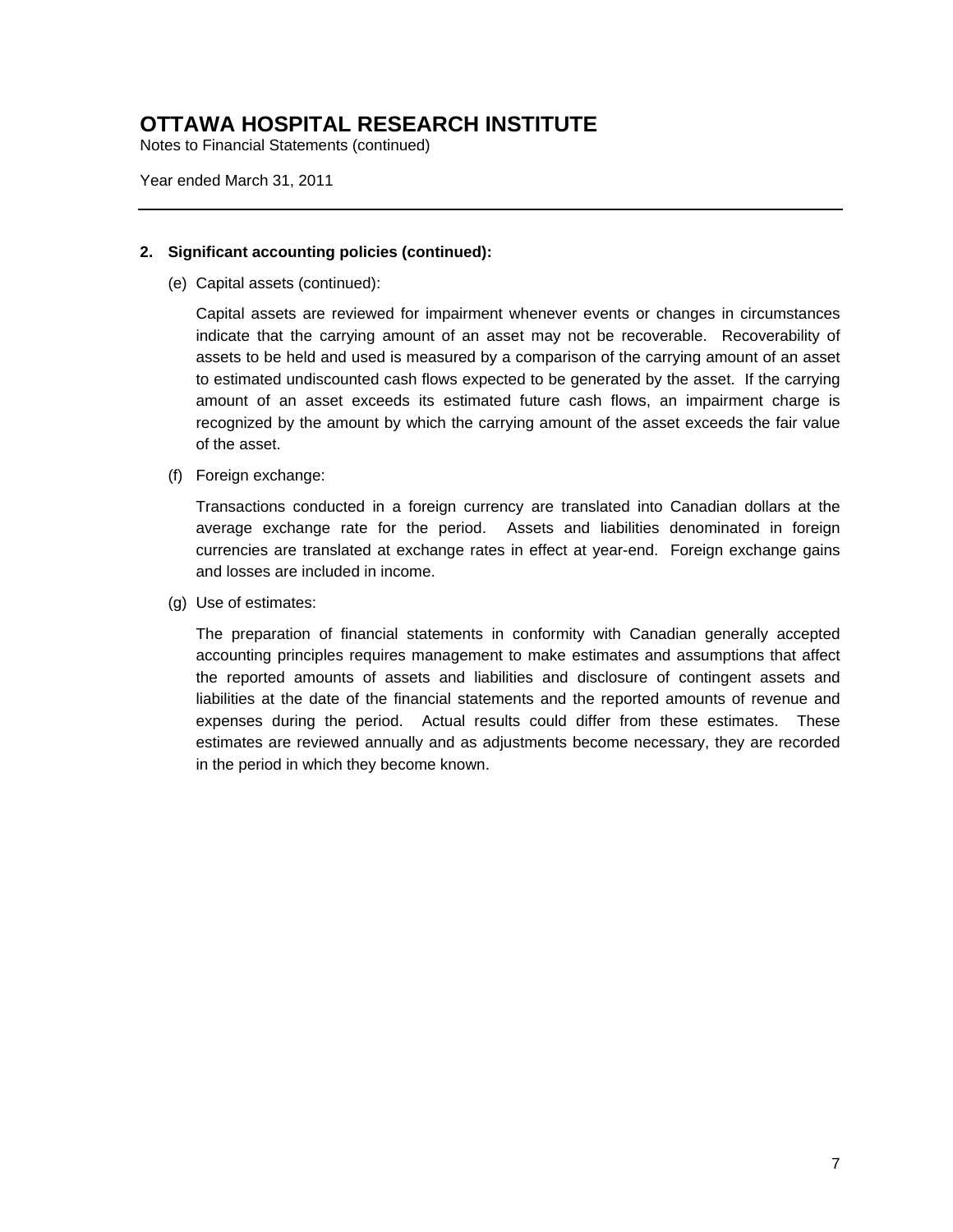# OTTAWA HOSPITAL RESEARCH INSTITUTE

Notes to Financial Statements (continued)

Year ended March 31, 2011

---

**2. Significant accounting policies (continued):**

(e) Capital assets (continued):

Capital assets are reviewed for impairment whenever events or changes in circumstances indicate that the carrying amount of an asset may not be recoverable. Recoverability of assets to be held and used is measured by a comparison of the carrying amount of an asset to estimated undiscounted cash flows expected to be generated by the asset. If the carrying amount of an asset exceeds its estimated future cash flows, an impairment charge is recognized by the amount by which the carrying amount of the asset exceeds the fair value of the asset.

(f) Foreign exchange:

Transactions conducted in a foreign currency are translated into Canadian dollars at the average exchange rate for the period. Assets and liabilities denominated in foreign currencies are translated at exchange rates in effect at year-end. Foreign exchange gains and losses are included in income.

(g) Use of estimates:

The preparation of financial statements in conformity with Canadian generally accepted accounting principles requires management to make estimates and assumptions that affect the reported amounts of assets and liabilities and disclosure of contingent assets and liabilities at the date of the financial statements and the reported amounts of revenue and expenses during the period. Actual results could differ from these estimates. These estimates are reviewed annually and as adjustments become necessary, they are recorded in the period in which they become known.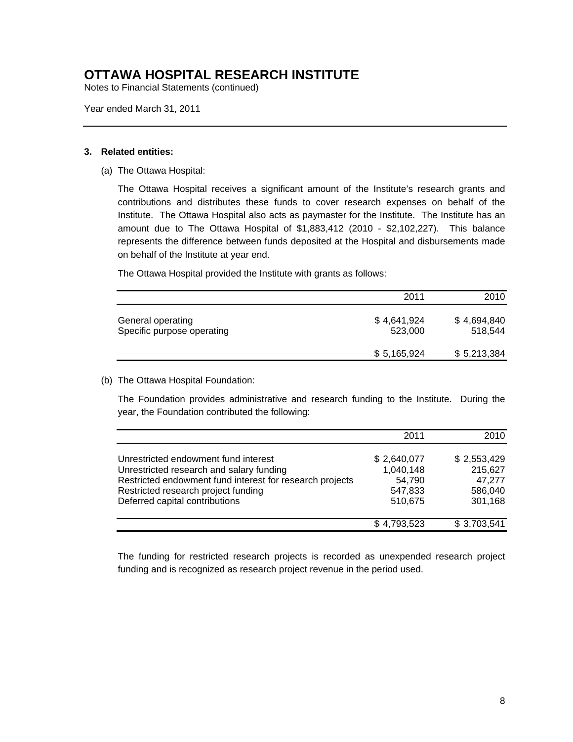# OTTAWA HOSPITAL RESEARCH INSTITUTE

Notes to Financial Statements (continued)

Year ended March 31, 2011

---

**3. Related entities:**

(a) The Ottawa Hospital:

The Ottawa Hospital receives a significant amount of the Institute's research grants and contributions and distributes these funds to cover research expenses on behalf of the Institute. The Ottawa Hospital also acts as paymaster for the Institute. The Institute has an amount due to The Ottawa Hospital of $1,883,412 (2010 - $2,102,227). This balance represents the difference between funds deposited at the Hospital and disbursements made on behalf of the Institute at year end.

The Ottawa Hospital provided the Institute with grants as follows:

| | 2011 | 2010 |
|---|---:|---:|
| General operating | $ 4,641,924 | $ 4,694,840 |
| Specific purpose operating | 523,000 | 518,544 |
| | $ 5,165,924 | $ 5,213,384 |

(b) The Ottawa Hospital Foundation:

The Foundation provides administrative and research funding to the Institute. During the year, the Foundation contributed the following:

| | 2011 | 2010 |
|---|---:|---:|
| Unrestricted endowment fund interest | $ 2,640,077 | $ 2,553,429 |
| Unrestricted research and salary funding | 1,040,148 | 215,627 |
| Restricted endowment fund interest for research projects | 54,790 | 47,277 |
| Restricted research project funding | 547,833 | 586,040 |
| Deferred capital contributions | 510,675 | 301,168 |
| | $ 4,793,523 | $ 3,703,541 |

The funding for restricted research projects is recorded as unexpended research project funding and is recognized as research project revenue in the period used.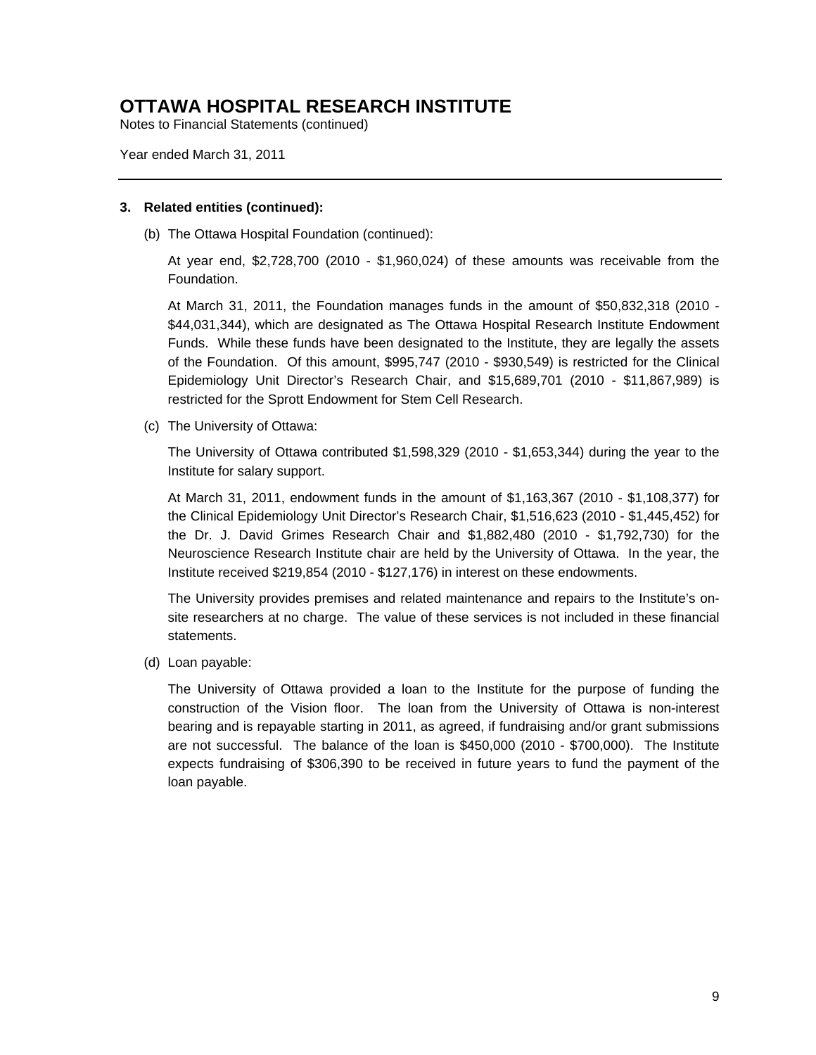# OTTAWA HOSPITAL RESEARCH INSTITUTE

Notes to Financial Statements (continued)

Year ended March 31, 2011

---

**3. Related entities (continued):**

(b) The Ottawa Hospital Foundation (continued):

At year end, $2,728,700 (2010 - $1,960,024) of these amounts was receivable from the Foundation.

At March 31, 2011, the Foundation manages funds in the amount of $50,832,318 (2010 - $44,031,344), which are designated as The Ottawa Hospital Research Institute Endowment Funds. While these funds have been designated to the Institute, they are legally the assets of the Foundation. Of this amount, $995,747 (2010 - $930,549) is restricted for the Clinical Epidemiology Unit Director's Research Chair, and $15,689,701 (2010 - $11,867,989) is restricted for the Sprott Endowment for Stem Cell Research.

(c) The University of Ottawa:

The University of Ottawa contributed $1,598,329 (2010 - $1,653,344) during the year to the Institute for salary support.

At March 31, 2011, endowment funds in the amount of $1,163,367 (2010 - $1,108,377) for the Clinical Epidemiology Unit Director's Research Chair, $1,516,623 (2010 - $1,445,452) for the Dr. J. David Grimes Research Chair and $1,882,480 (2010 - $1,792,730) for the Neuroscience Research Institute chair are held by the University of Ottawa. In the year, the Institute received $219,854 (2010 - $127,176) in interest on these endowments.

The University provides premises and related maintenance and repairs to the Institute's on-site researchers at no charge. The value of these services is not included in these financial statements.

(d) Loan payable:

The University of Ottawa provided a loan to the Institute for the purpose of funding the construction of the Vision floor. The loan from the University of Ottawa is non-interest bearing and is repayable starting in 2011, as agreed, if fundraising and/or grant submissions are not successful. The balance of the loan is $450,000 (2010 - $700,000). The Institute expects fundraising of $306,390 to be received in future years to fund the payment of the loan payable.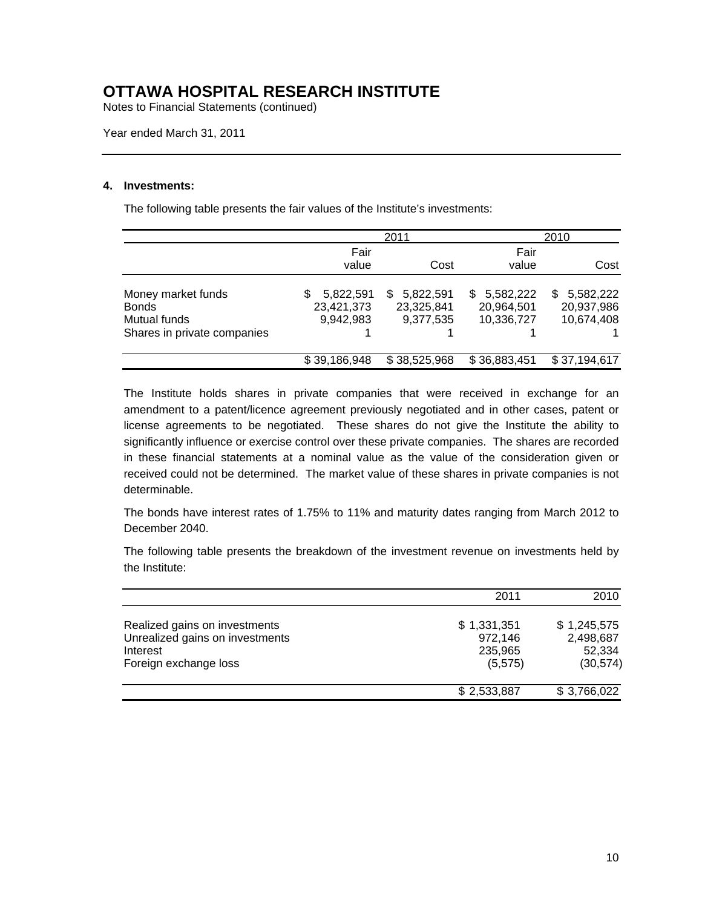# OTTAWA HOSPITAL RESEARCH INSTITUTE

Notes to Financial Statements (continued)

Year ended March 31, 2011

## 4. Investments:

The following table presents the fair values of the Institute's investments:

| | 2011 | | 2010 | |
|---|---|---|---|---|
| | Fair value | Cost | Fair value | Cost |
| Money market funds | $ 5,822,591 | $ 5,822,591 | $ 5,582,222 | $ 5,582,222 |
| Bonds | 23,421,373 | 23,325,841 | 20,964,501 | 20,937,986 |
| Mutual funds | 9,942,983 | 9,377,535 | 10,336,727 | 10,674,408 |
| Shares in private companies | 1 | 1 | 1 | 1 |
| | $ 39,186,948 | $ 38,525,968 | $ 36,883,451 | $ 37,194,617 |

The Institute holds shares in private companies that were received in exchange for an amendment to a patent/licence agreement previously negotiated and in other cases, patent or license agreements to be negotiated. These shares do not give the Institute the ability to significantly influence or exercise control over these private companies. The shares are recorded in these financial statements at a nominal value as the value of the consideration given or received could not be determined. The market value of these shares in private companies is not determinable.

The bonds have interest rates of 1.75% to 11% and maturity dates ranging from March 2012 to December 2040.

The following table presents the breakdown of the investment revenue on investments held by the Institute:

| | 2011 | 2010 |
|---|---|---|
| Realized gains on investments | $ 1,331,351 | $ 1,245,575 |
| Unrealized gains on investments | 972,146 | 2,498,687 |
| Interest | 235,965 | 52,334 |
| Foreign exchange loss | (5,575) | (30,574) |
| | $ 2,533,887 | $ 3,766,022 |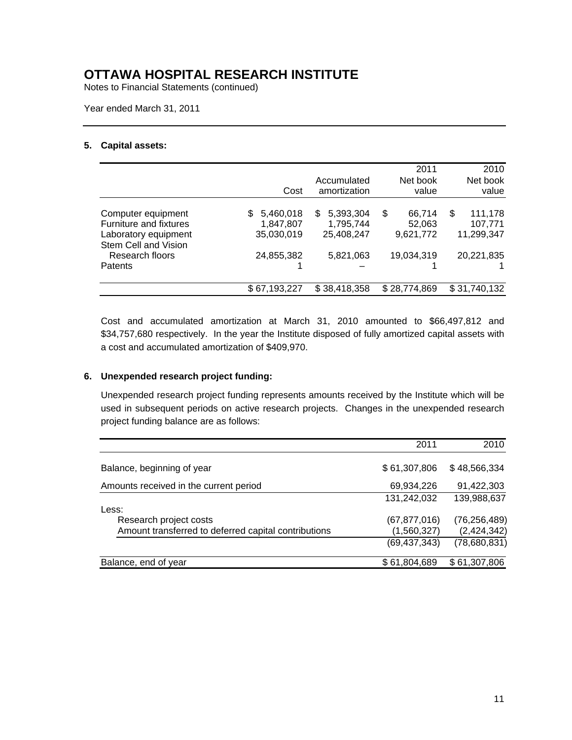# OTTAWA HOSPITAL RESEARCH INSTITUTE

Notes to Financial Statements (continued)

Year ended March 31, 2011

## 5. Capital assets:

| | Cost | Accumulated amortization | 2011 Net book value | 2010 Net book value |
|---|---|---|---|---|
| Computer equipment | $ 5,460,018 | $ 5,393,304 | $ 66,714 | $ 111,178 |
| Furniture and fixtures | 1,847,807 | 1,795,744 | 52,063 | 107,771 |
| Laboratory equipment | 35,030,019 | 25,408,247 | 9,621,772 | 11,299,347 |
| Stem Cell and Vision Research floors | 24,855,382 | 5,821,063 | 19,034,319 | 20,221,835 |
| Patents | 1 | – | 1 | 1 |
| | $ 67,193,227 | $ 38,418,358 | $ 28,774,869 | $ 31,740,132 |

Cost and accumulated amortization at March 31, 2010 amounted to $66,497,812 and $34,757,680 respectively. In the year the Institute disposed of fully amortized capital assets with a cost and accumulated amortization of $409,970.

## 6. Unexpended research project funding:

Unexpended research project funding represents amounts received by the Institute which will be used in subsequent periods on active research projects. Changes in the unexpended research project funding balance are as follows:

| | 2011 | 2010 |
|---|---|---|
| Balance, beginning of year | $ 61,307,806 | $ 48,566,334 |
| Amounts received in the current period | 69,934,226 | 91,422,303 |
| | 131,242,032 | 139,988,637 |
| Less: | | |
| Research project costs | (67,877,016) | (76,256,489) |
| Amount transferred to deferred capital contributions | (1,560,327) | (2,424,342) |
| | (69,437,343) | (78,680,831) |
| Balance, end of year | $ 61,804,689 | $ 61,307,806 |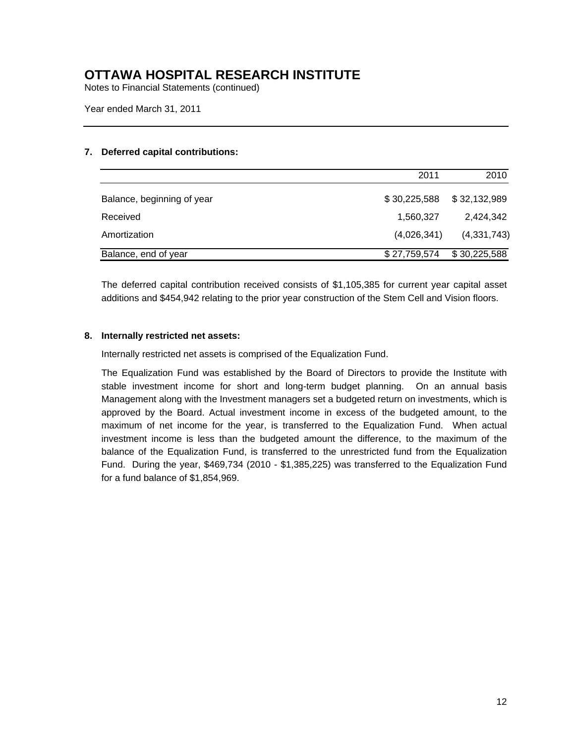# OTTAWA HOSPITAL RESEARCH INSTITUTE

Notes to Financial Statements (continued)

Year ended March 31, 2011

## 7. Deferred capital contributions:

| | 2011 | 2010 |
|---|---|---|
| Balance, beginning of year | $ 30,225,588 | $ 32,132,989 |
| Received | 1,560,327 | 2,424,342 |
| Amortization | (4,026,341) | (4,331,743) |
| Balance, end of year | $ 27,759,574 | $ 30,225,588 |

The deferred capital contribution received consists of $1,105,385 for current year capital asset additions and $454,942 relating to the prior year construction of the Stem Cell and Vision floors.

## 8. Internally restricted net assets:

Internally restricted net assets is comprised of the Equalization Fund.

The Equalization Fund was established by the Board of Directors to provide the Institute with stable investment income for short and long-term budget planning. On an annual basis Management along with the Investment managers set a budgeted return on investments, which is approved by the Board. Actual investment income in excess of the budgeted amount, to the maximum of net income for the year, is transferred to the Equalization Fund. When actual investment income is less than the budgeted amount the difference, to the maximum of the balance of the Equalization Fund, is transferred to the unrestricted fund from the Equalization Fund. During the year, $469,734 (2010 - $1,385,225) was transferred to the Equalization Fund for a fund balance of $1,854,969.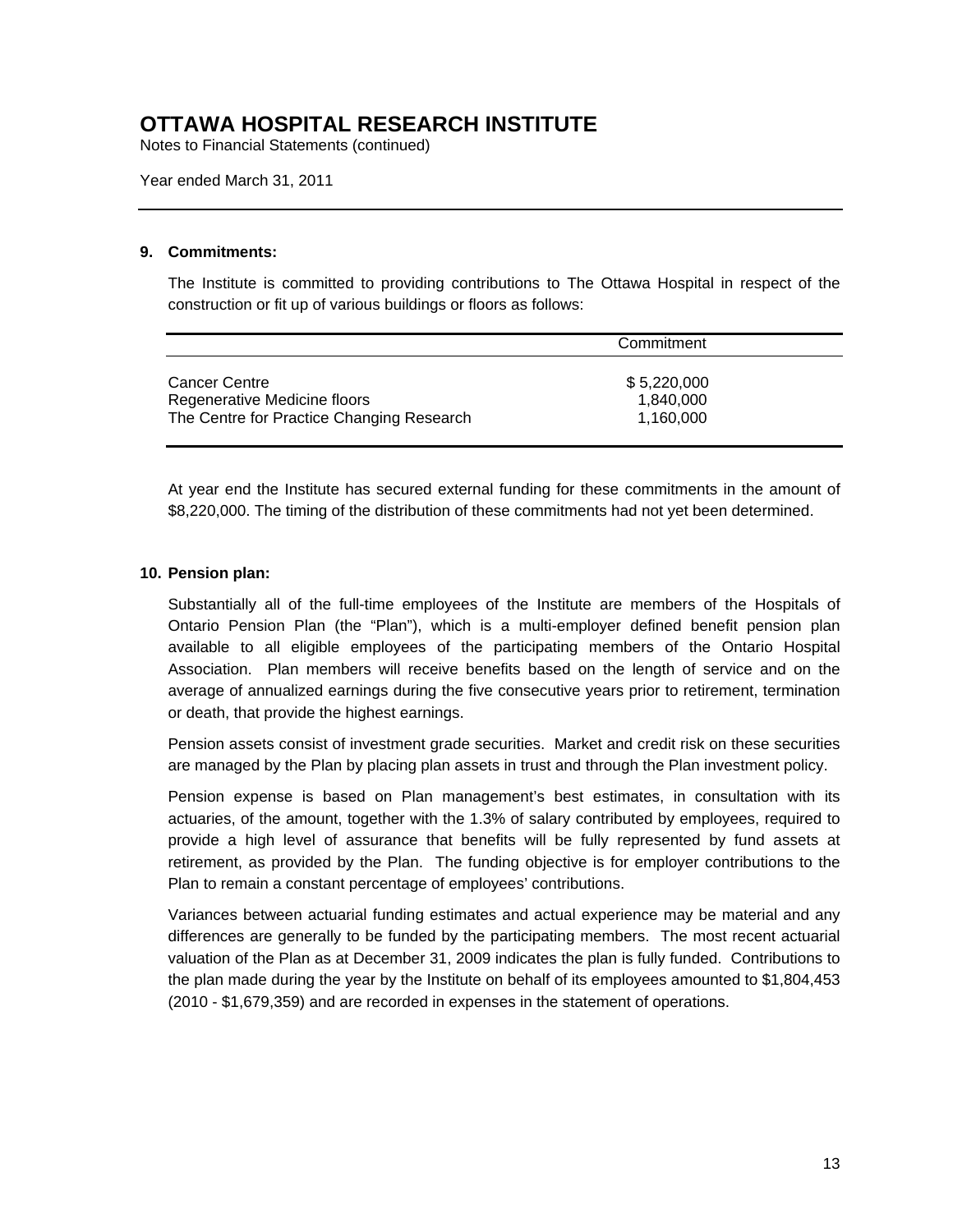# OTTAWA HOSPITAL RESEARCH INSTITUTE

Notes to Financial Statements (continued)

Year ended March 31, 2011

---

## 9. Commitments:

The Institute is committed to providing contributions to The Ottawa Hospital in respect of the construction or fit up of various buildings or floors as follows:

| | Commitment |
|---|---|
| Cancer Centre | $ 5,220,000 |
| Regenerative Medicine floors | 1,840,000 |
| The Centre for Practice Changing Research | 1,160,000 |

At year end the Institute has secured external funding for these commitments in the amount of $8,220,000. The timing of the distribution of these commitments had not yet been determined.

## 10. Pension plan:

Substantially all of the full-time employees of the Institute are members of the Hospitals of Ontario Pension Plan (the "Plan"), which is a multi-employer defined benefit pension plan available to all eligible employees of the participating members of the Ontario Hospital Association. Plan members will receive benefits based on the length of service and on the average of annualized earnings during the five consecutive years prior to retirement, termination or death, that provide the highest earnings.

Pension assets consist of investment grade securities. Market and credit risk on these securities are managed by the Plan by placing plan assets in trust and through the Plan investment policy.

Pension expense is based on Plan management's best estimates, in consultation with its actuaries, of the amount, together with the 1.3% of salary contributed by employees, required to provide a high level of assurance that benefits will be fully represented by fund assets at retirement, as provided by the Plan. The funding objective is for employer contributions to the Plan to remain a constant percentage of employees' contributions.

Variances between actuarial funding estimates and actual experience may be material and any differences are generally to be funded by the participating members. The most recent actuarial valuation of the Plan as at December 31, 2009 indicates the plan is fully funded. Contributions to the plan made during the year by the Institute on behalf of its employees amounted to $1,804,453 (2010 - $1,679,359) and are recorded in expenses in the statement of operations.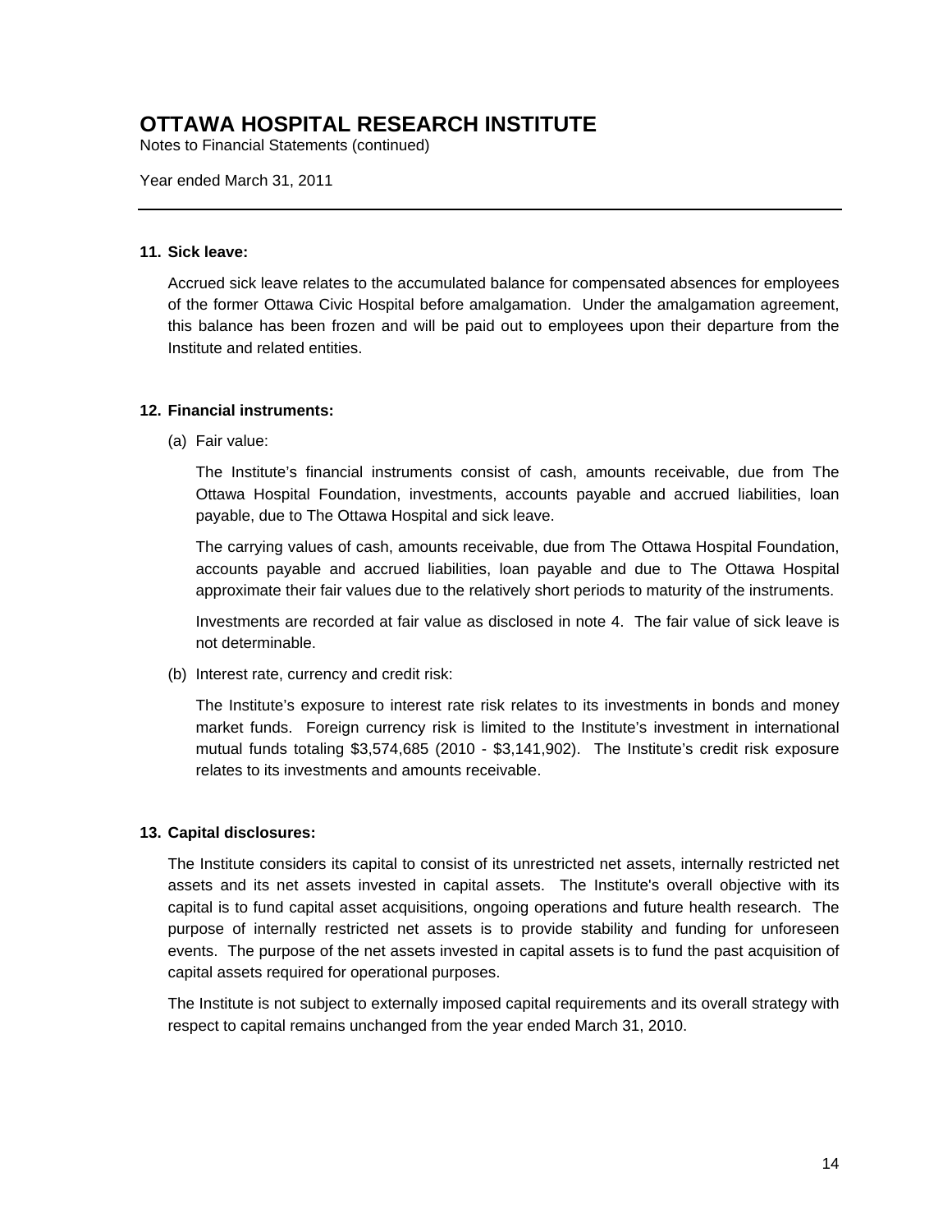# OTTAWA HOSPITAL RESEARCH INSTITUTE

Notes to Financial Statements (continued)

Year ended March 31, 2011

---

## 11. Sick leave:

Accrued sick leave relates to the accumulated balance for compensated absences for employees of the former Ottawa Civic Hospital before amalgamation. Under the amalgamation agreement, this balance has been frozen and will be paid out to employees upon their departure from the Institute and related entities.

## 12. Financial instruments:

(a) Fair value:

The Institute's financial instruments consist of cash, amounts receivable, due from The Ottawa Hospital Foundation, investments, accounts payable and accrued liabilities, loan payable, due to The Ottawa Hospital and sick leave.

The carrying values of cash, amounts receivable, due from The Ottawa Hospital Foundation, accounts payable and accrued liabilities, loan payable and due to The Ottawa Hospital approximate their fair values due to the relatively short periods to maturity of the instruments.

Investments are recorded at fair value as disclosed in note 4. The fair value of sick leave is not determinable.

(b) Interest rate, currency and credit risk:

The Institute's exposure to interest rate risk relates to its investments in bonds and money market funds. Foreign currency risk is limited to the Institute's investment in international mutual funds totaling $3,574,685 (2010 - $3,141,902). The Institute's credit risk exposure relates to its investments and amounts receivable.

## 13. Capital disclosures:

The Institute considers its capital to consist of its unrestricted net assets, internally restricted net assets and its net assets invested in capital assets. The Institute's overall objective with its capital is to fund capital asset acquisitions, ongoing operations and future health research. The purpose of internally restricted net assets is to provide stability and funding for unforeseen events. The purpose of the net assets invested in capital assets is to fund the past acquisition of capital assets required for operational purposes.

The Institute is not subject to externally imposed capital requirements and its overall strategy with respect to capital remains unchanged from the year ended March 31, 2010.